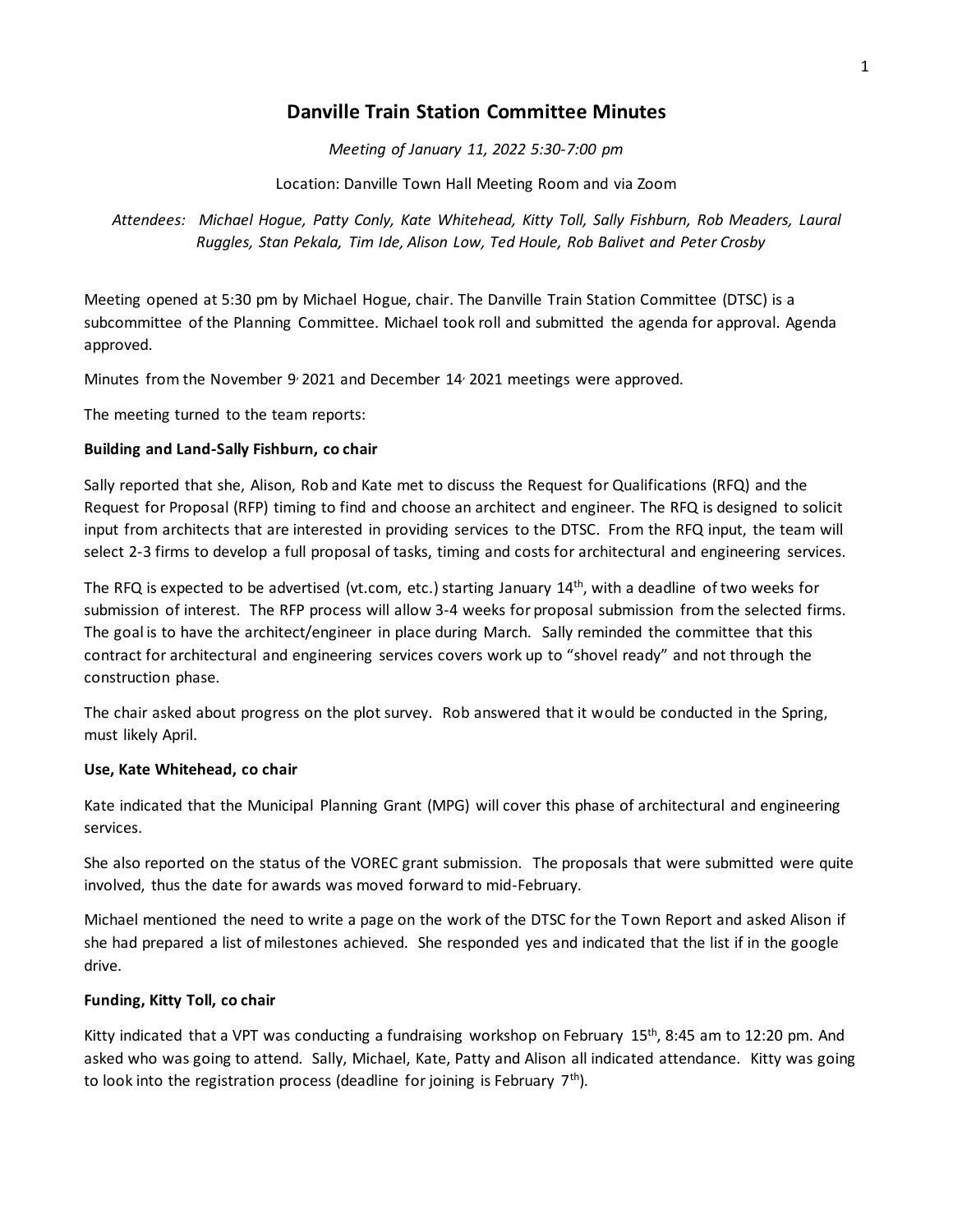# Danville Train Station Committee Minutes

*Meeting of January 11, 2022 5:30-7:00 pm*

Location: Danville Town Hall Meeting Room and via Zoom

*Attendees: Michael Hogue, Patty Conly, Kate Whitehead, Kitty Toll, Sally Fishburn, Rob Meaders, Laural Ruggles, Stan Pekala, Tim Ide, Alison Low, Ted Houle, Rob Balivet and Peter Crosby*

Meeting opened at 5:30 pm by Michael Hogue, chair. The Danville Train Station Committee (DTSC) is a subcommittee of the Planning Committee. Michael took roll and submitted the agenda for approval. Agenda approved.

Minutes from the November 9, 2021 and December 14, 2021 meetings were approved.

The meeting turned to the team reports:

**Building and Land-Sally Fishburn, co chair**

Sally reported that she, Alison, Rob and Kate met to discuss the Request for Qualifications (RFQ) and the Request for Proposal (RFP) timing to find and choose an architect and engineer. The RFQ is designed to solicit input from architects that are interested in providing services to the DTSC. From the RFQ input, the team will select 2-3 firms to develop a full proposal of tasks, timing and costs for architectural and engineering services.

The RFQ is expected to be advertised (vt.com, etc.) starting January 14th, with a deadline of two weeks for submission of interest. The RFP process will allow 3-4 weeks for proposal submission from the selected firms. The goal is to have the architect/engineer in place during March. Sally reminded the committee that this contract for architectural and engineering services covers work up to "shovel ready" and not through the construction phase.

The chair asked about progress on the plot survey. Rob answered that it would be conducted in the Spring, must likely April.

**Use, Kate Whitehead, co chair**

Kate indicated that the Municipal Planning Grant (MPG) will cover this phase of architectural and engineering services.

She also reported on the status of the VOREC grant submission. The proposals that were submitted were quite involved, thus the date for awards was moved forward to mid-February.

Michael mentioned the need to write a page on the work of the DTSC for the Town Report and asked Alison if she had prepared a list of milestones achieved. She responded yes and indicated that the list if in the google drive.

**Funding, Kitty Toll, co chair**

Kitty indicated that a VPT was conducting a fundraising workshop on February 15th, 8:45 am to 12:20 pm. And asked who was going to attend. Sally, Michael, Kate, Patty and Alison all indicated attendance. Kitty was going to look into the registration process (deadline for joining is February 7th).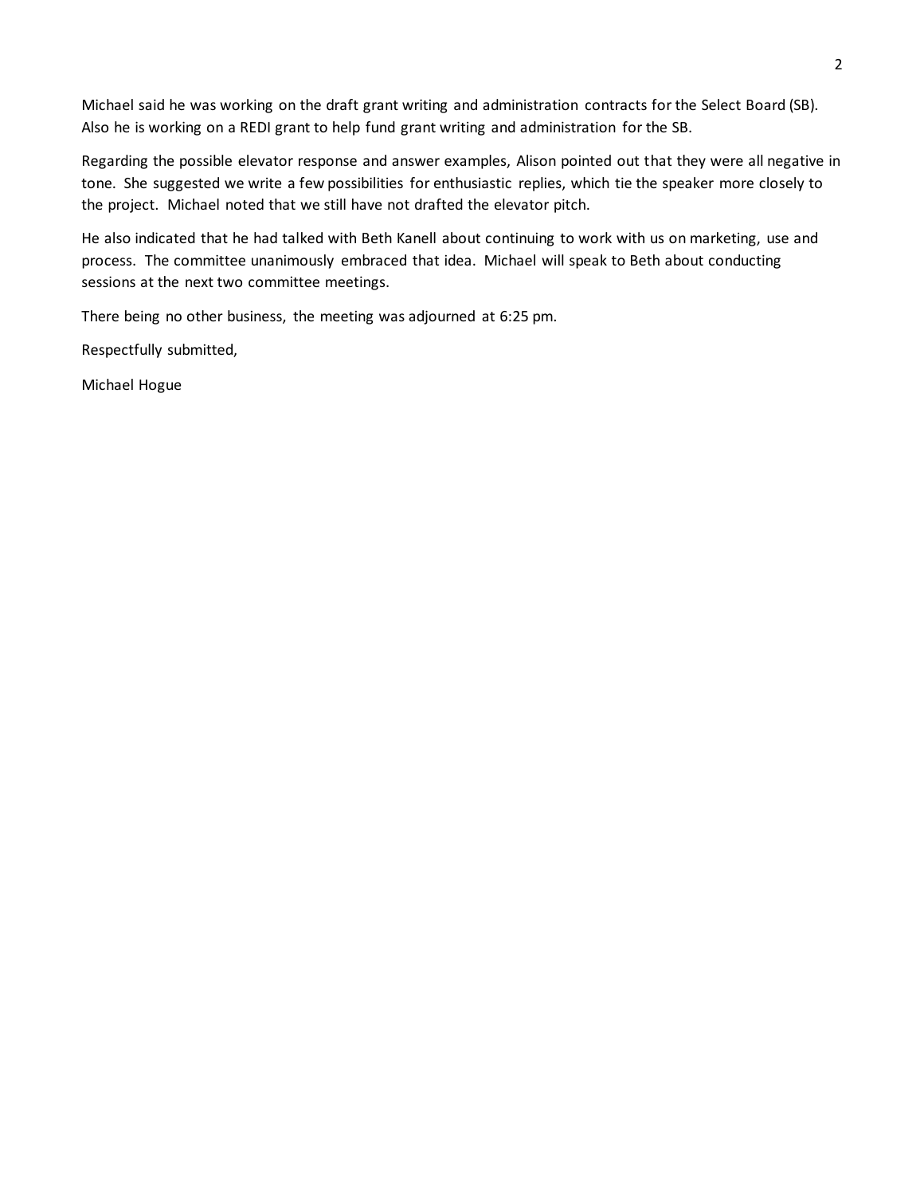Michael said he was working on the draft grant writing and administration contracts for the Select Board (SB). Also he is working on a REDI grant to help fund grant writing and administration for the SB.

Regarding the possible elevator response and answer examples, Alison pointed out that they were all negative in tone. She suggested we write a few possibilities for enthusiastic replies, which tie the speaker more closely to the project. Michael noted that we still have not drafted the elevator pitch.

He also indicated that he had talked with Beth Kanell about continuing to work with us on marketing, use and process. The committee unanimously embraced that idea. Michael will speak to Beth about conducting sessions at the next two committee meetings.

There being no other business, the meeting was adjourned at 6:25 pm.

Respectfully submitted,

Michael Hogue